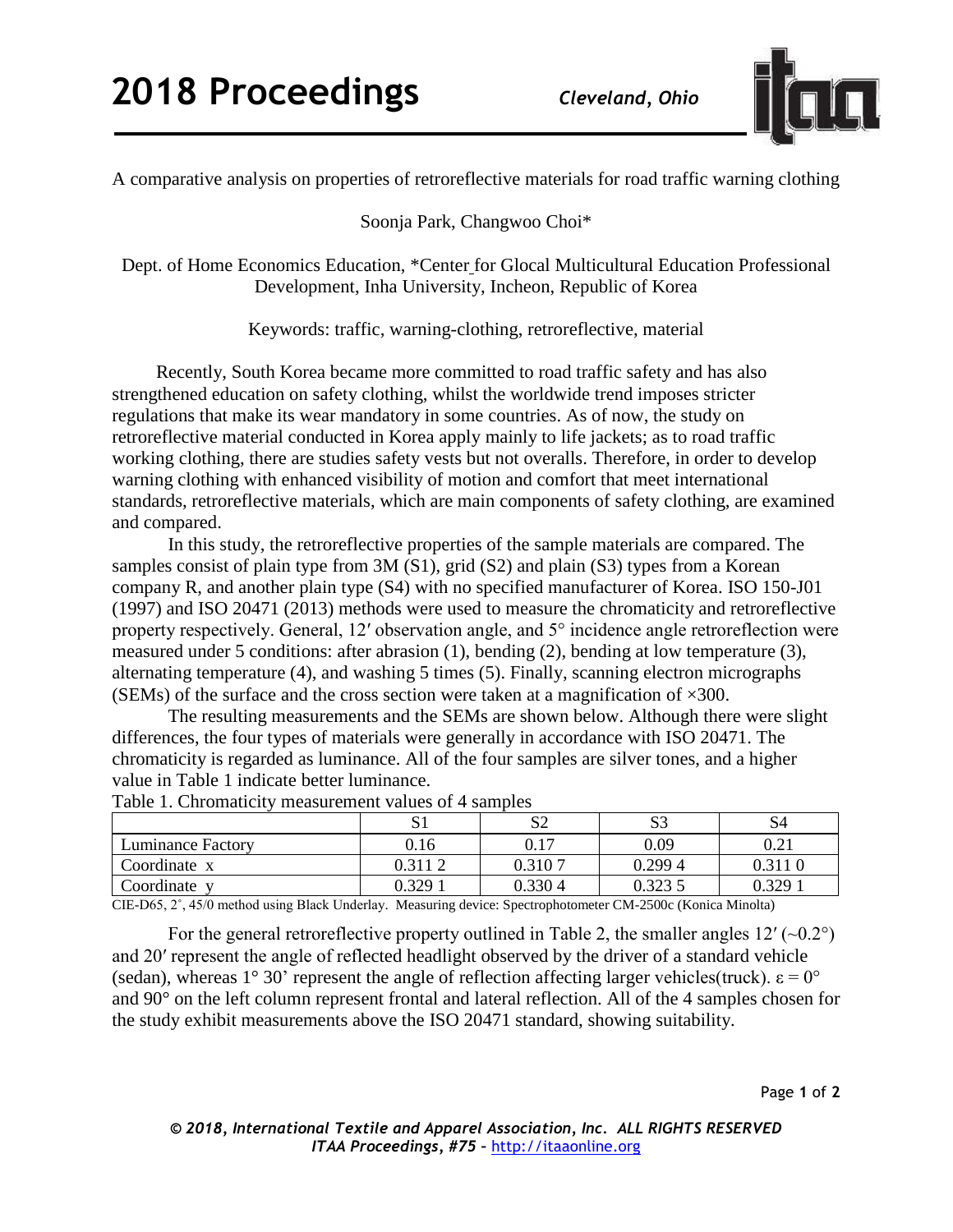# A comparative analysis on properties of retroreflective materials for road traffic warning clothing

Soonja Park, Changwoo Choi*

Dept. of Home Economics Education, *Center for Glocal Multicultural Education Professional Development, Inha University, Incheon, Republic of Korea

Keywords: traffic, warning-clothing, retroreflective, material

Recently, South Korea became more committed to road traffic safety and has also strengthened education on safety clothing, whilst the worldwide trend imposes stricter regulations that make its wear mandatory in some countries. As of now, the study on retroreflective material conducted in Korea apply mainly to life jackets; as to road traffic working clothing, there are studies safety vests but not overalls. Therefore, in order to develop warning clothing with enhanced visibility of motion and comfort that meet international standards, retroreflective materials, which are main components of safety clothing, are examined and compared.

In this study, the retroreflective properties of the sample materials are compared. The samples consist of plain type from 3M (S1), grid (S2) and plain (S3) types from a Korean company R, and another plain type (S4) with no specified manufacturer of Korea. ISO 150-J01 (1997) and ISO 20471 (2013) methods were used to measure the chromaticity and retroreflective property respectively. General, 12′ observation angle, and 5° incidence angle retroreflection were measured under 5 conditions: after abrasion (1), bending (2), bending at low temperature (3), alternating temperature (4), and washing 5 times (5). Finally, scanning electron micrographs (SEMs) of the surface and the cross section were taken at a magnification of ×300.

The resulting measurements and the SEMs are shown below. Although there were slight differences, the four types of materials were generally in accordance with ISO 20471. The chromaticity is regarded as luminance. All of the four samples are silver tones, and a higher value in Table 1 indicate better luminance.

Table 1. Chromaticity measurement values of 4 samples

| | S1 | S2 | S3 | S4 |
|---|---|---|---|---|
| Luminance Factory | 0.16 | 0.17 | 0.09 | 0.21 |
| Coordinate x | 0.311 2 | 0.310 7 | 0.299 4 | 0.311 0 |
| Coordinate y | 0.329 1 | 0.330 4 | 0.323 5 | 0.329 1 |

CIE-D65, 2˚, 45/0 method using Black Underlay. Measuring device: Spectrophotometer CM-2500c (Konica Minolta)

For the general retroreflective property outlined in Table 2, the smaller angles 12′ (~0.2°) and 20′ represent the angle of reflected headlight observed by the driver of a standard vehicle (sedan), whereas 1° 30' represent the angle of reflection affecting larger vehicles(truck). $\varepsilon = 0°$ and 90° on the left column represent frontal and lateral reflection. All of the 4 samples chosen for the study exhibit measurements above the ISO 20471 standard, showing suitability.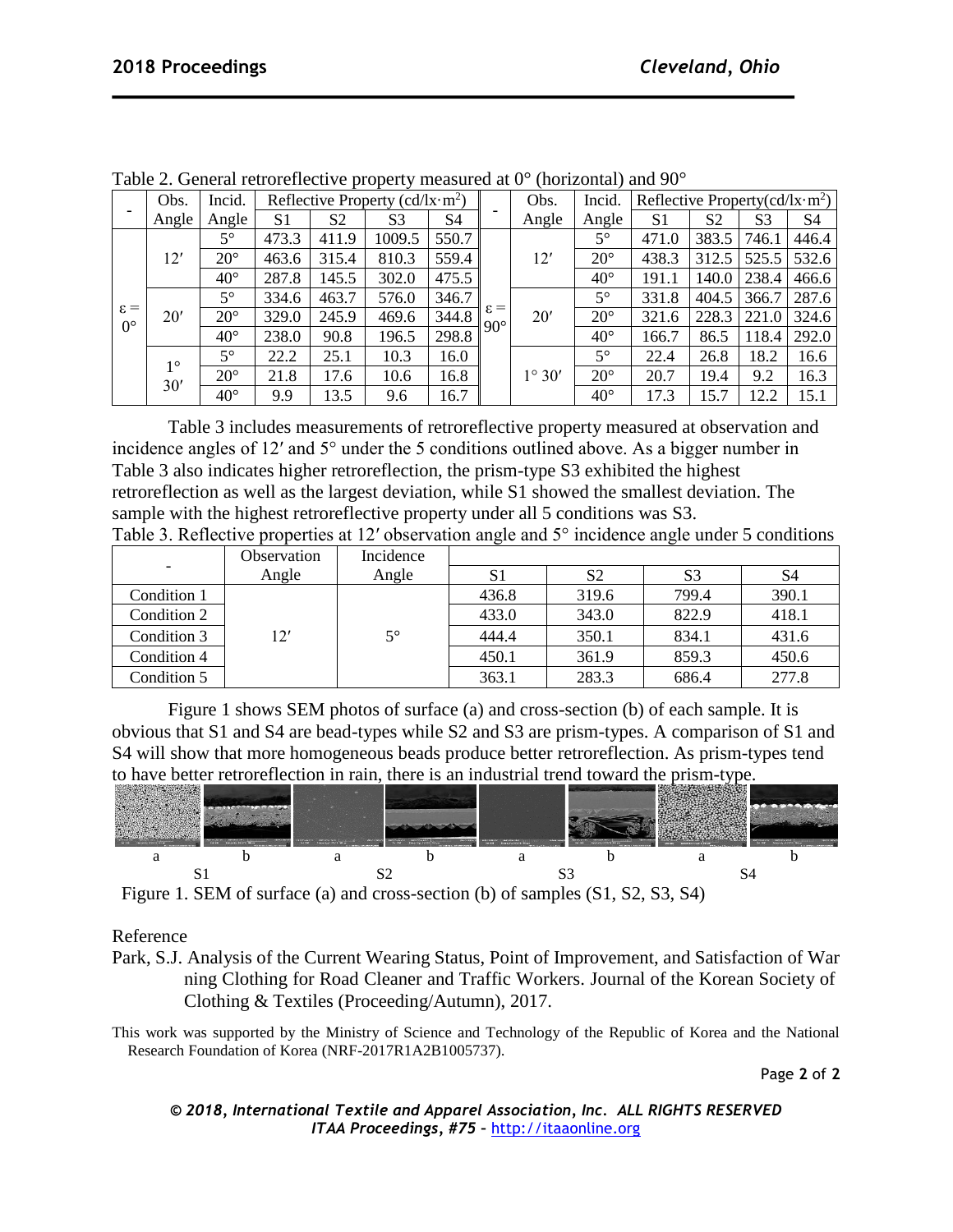Table 2. General retroreflective property measured at 0° (horizontal) and 90°

| - | Obs. Angle | Incid. Angle | Reflective Property (cd/lx·m²) | | | | - | Obs. Angle | Incid. Angle | Reflective Property(cd/lx·m²) | | | |
|---|---|---|---|---|---|---|---|---|---|---|---|---|---|
| | | | S1 | S2 | S3 | S4 | | | | S1 | S2 | S3 | S4 |
| ε = 0° | 12′ | 5° | 473.3 | 411.9 | 1009.5 | 550.7 | ε = 90° | 12′ | 5° | 471.0 | 383.5 | 746.1 | 446.4 |
| | | 20° | 463.6 | 315.4 | 810.3 | 559.4 | | | 20° | 438.3 | 312.5 | 525.5 | 532.6 |
| | | 40° | 287.8 | 145.5 | 302.0 | 475.5 | | | 40° | 191.1 | 140.0 | 238.4 | 466.6 |
| | 20′ | 5° | 334.6 | 463.7 | 576.0 | 346.7 | | 20′ | 5° | 331.8 | 404.5 | 366.7 | 287.6 |
| | | 20° | 329.0 | 245.9 | 469.6 | 344.8 | | | 20° | 321.6 | 228.3 | 221.0 | 324.6 |
| | | 40° | 238.0 | 90.8 | 196.5 | 298.8 | | | 40° | 166.7 | 86.5 | 118.4 | 292.0 |
| | 1° 30′ | 5° | 22.2 | 25.1 | 10.3 | 16.0 | | 1° 30′ | 5° | 22.4 | 26.8 | 18.2 | 16.6 |
| | | 20° | 21.8 | 17.6 | 10.6 | 16.8 | | | 20° | 20.7 | 19.4 | 9.2 | 16.3 |
| | | 40° | 9.9 | 13.5 | 9.6 | 16.7 | | | 40° | 17.3 | 15.7 | 12.2 | 15.1 |

Table 3 includes measurements of retroreflective property measured at observation and incidence angles of 12′ and 5° under the 5 conditions outlined above. As a bigger number in Table 3 also indicates higher retroreflection, the prism-type S3 exhibited the highest retroreflection as well as the largest deviation, while S1 showed the smallest deviation. The sample with the highest retroreflective property under all 5 conditions was S3.

Table 3. Reflective properties at 12′ observation angle and 5° incidence angle under 5 conditions

| - | Observation Angle | Incidence Angle | S1 | S2 | S3 | S4 |
|---|---|---|---|---|---|---|
| Condition 1 | 12′ | 5° | 436.8 | 319.6 | 799.4 | 390.1 |
| Condition 2 | | | 433.0 | 343.0 | 822.9 | 418.1 |
| Condition 3 | | | 444.4 | 350.1 | 834.1 | 431.6 |
| Condition 4 | | | 450.1 | 361.9 | 859.3 | 450.6 |
| Condition 5 | | | 363.1 | 283.3 | 686.4 | 277.8 |

Figure 1 shows SEM photos of surface (a) and cross-section (b) of each sample. It is obvious that S1 and S4 are bead-types while S2 and S3 are prism-types. A comparison of S1 and S4 will show that more homogeneous beads produce better retroreflection. As prism-types tend to have better retroreflection in rain, there is an industrial trend toward the prism-type.

a b a b a b a b

S1 S2 S3 S4

Figure 1. SEM of surface (a) and cross-section (b) of samples (S1, S2, S3, S4)

Reference

Park, S.J. Analysis of the Current Wearing Status, Point of Improvement, and Satisfaction of Warning Clothing for Road Cleaner and Traffic Workers. Journal of the Korean Society of Clothing & Textiles (Proceeding/Autumn), 2017.

This work was supported by the Ministry of Science and Technology of the Republic of Korea and the National Research Foundation of Korea (NRF-2017R1A2B1005737).